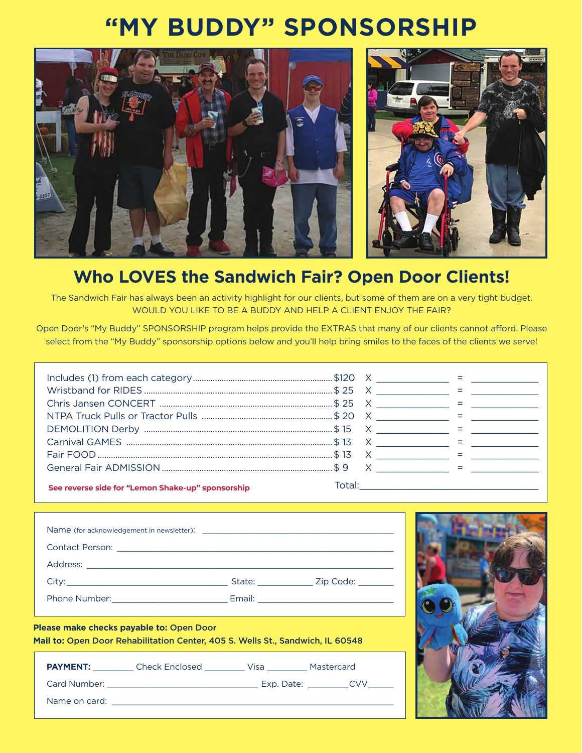# "MY BUDDY" SPONSORSHIP

## Who LOVES the Sandwich Fair? Open Door Clients!

The Sandwich Fair has always been an activity highlight for our clients, but some of them are on a very tight budget. WOULD YOU LIKE TO BE A BUDDY AND HELP A CLIENT ENJOY THE FAIR?

Open Door's "My Buddy" SPONSORSHIP program helps provide the EXTRAS that many of our clients cannot afford. Please select from the "My Buddy" sponsorship options below and you'll help bring smiles to the faces of the clients we serve!

| Option | Price | | Quantity | | Amount |
|---|---|---|---|---|---|
| Includes (1) from each category | $120 | X | ________ | = | ________ |
| Wristband for RIDES | $ 25 | X | ________ | = | ________ |
| Chris Jansen CONCERT | $ 25 | X | ________ | = | ________ |
| NTPA Truck Pulls or Tractor Pulls | $ 20 | X | ________ | = | ________ |
| DEMOLITION Derby | $ 15 | X | ________ | = | ________ |
| Carnival GAMES | $ 13 | X | ________ | = | ________ |
| Fair FOOD | $ 13 | X | ________ | = | ________ |
| General Fair ADMISSION | $ 9 | X | ________ | = | ________ |

**See reverse side for "Lemon Shake-up" sponsorship**

Total: ____________________

Name (for acknowledgement in newsletter): ____________________

Contact Person: ____________________

Address: ____________________

City: ____________________ State: ________ Zip Code: ________

Phone Number: ____________________ Email: ____________________

**Please make checks payable to:** Open Door

**Mail to:** Open Door Rehabilitation Center, 405 S. Wells St., Sandwich, IL 60548

**PAYMENT:** ________ Check Enclosed ________ Visa ________ Mastercard

Card Number: ____________________ Exp. Date: ________ CVV______

Name on card: ____________________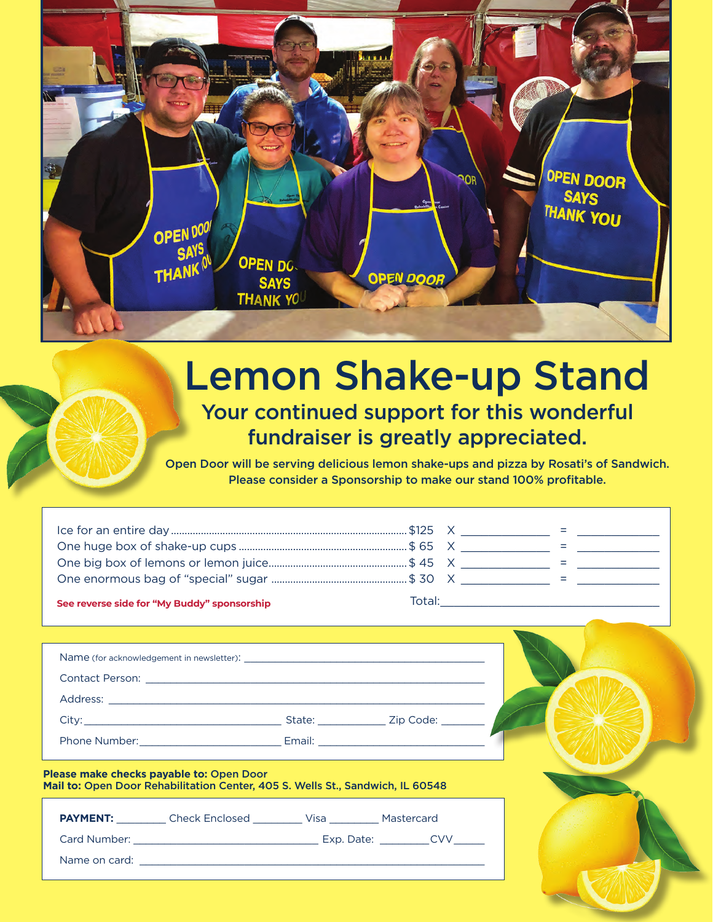# Lemon Shake-up Stand

## Your continued support for this wonderful fundraiser is greatly appreciated.

**Open Door will be serving delicious lemon shake-ups and pizza by Rosati's of Sandwich. Please consider a Sponsorship to make our stand 100% profitable.**

| | | | | | |
|---|---|---|---|---|---|
| Ice for an entire day | $125 | X | ____________ | = | ____________ |
| One huge box of shake-up cups | $ 65 | X | ____________ | = | ____________ |
| One big box of lemons or lemon juice | $ 45 | X | ____________ | = | ____________ |
| One enormous bag of "special" sugar | $ 30 | X | ____________ | = | ____________ |

**See reverse side for "My Buddy" sponsorship**

Total: ______________________________

Name (for acknowledgement in newsletter): ______________________________

Contact Person: ______________________________

Address: ______________________________

City: ____________________ State: __________ Zip Code: _______

Phone Number: ____________________ Email: ______________________

**Please make checks payable to:** Open Door
**Mail to:** Open Door Rehabilitation Center, 405 S. Wells St., Sandwich, IL 60548

**PAYMENT:** ________ Check Enclosed ________ Visa ________ Mastercard

Card Number: ____________________________ Exp. Date: ________ CVV______

Name on card: ______________________________